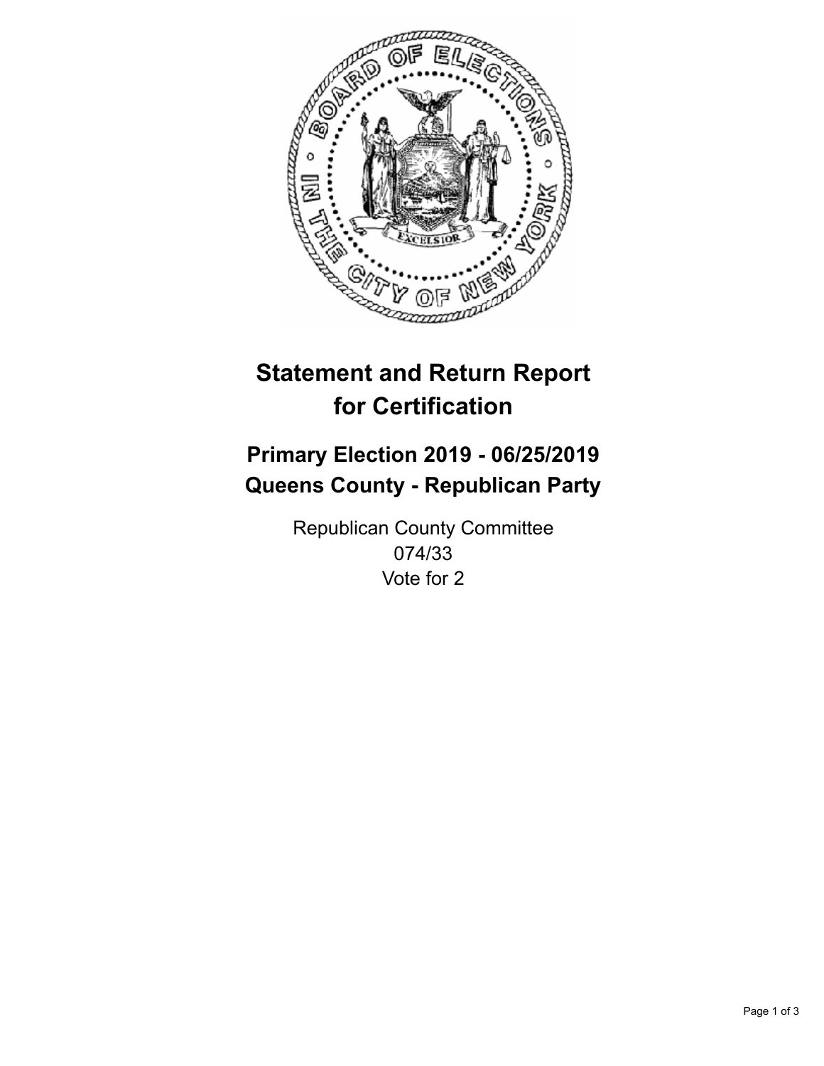# Statement and Return Report for Certification

## Primary Election 2019 - 06/25/2019
## Queens County - Republican Party

Republican County Committee
074/33
Vote for 2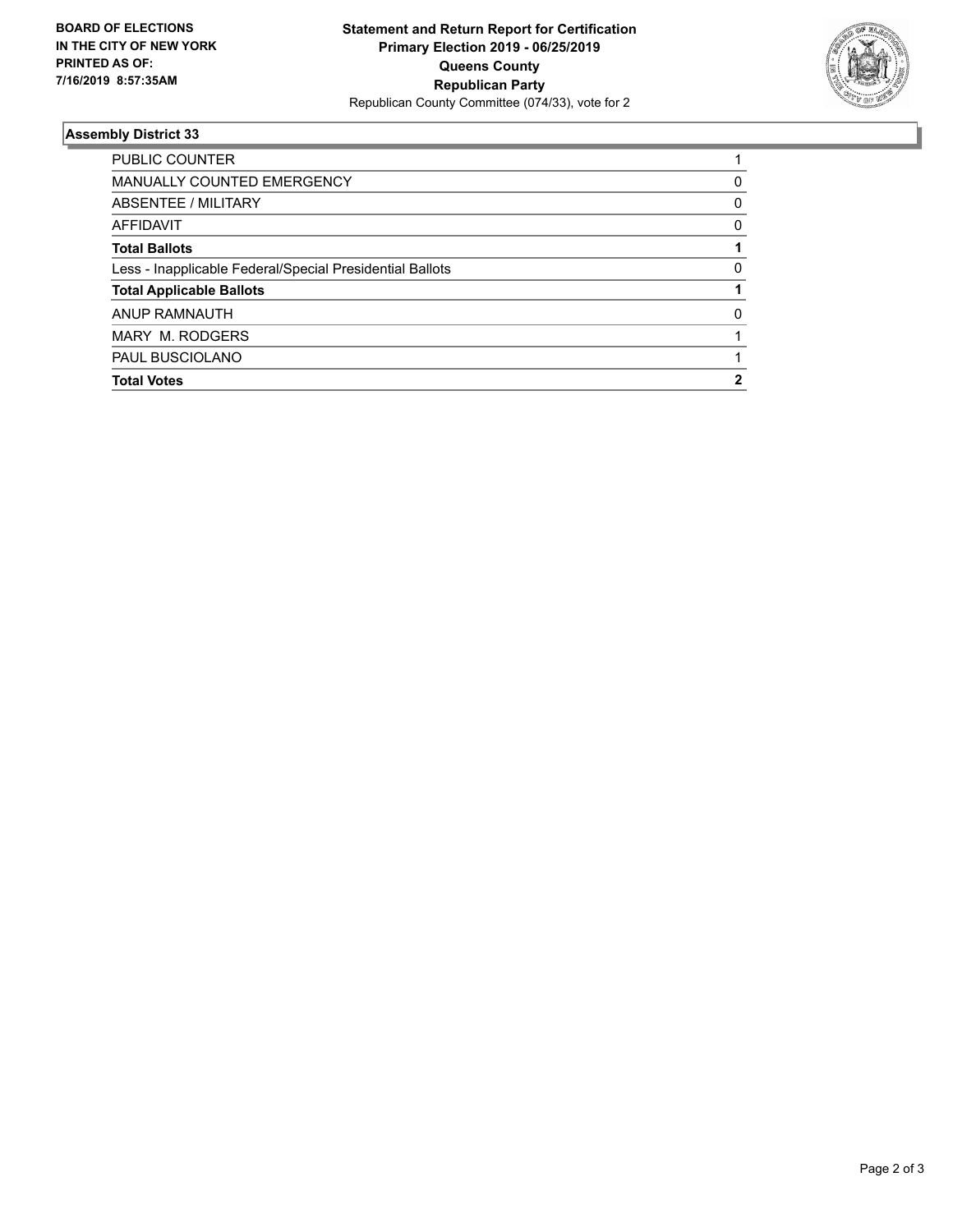**BOARD OF ELECTIONS IN THE CITY OF NEW YORK PRINTED AS OF: 7/16/2019 8:57:35AM**

**Statement and Return Report for Certification**
**Primary Election 2019 - 06/25/2019**
**Queens County**
**Republican Party**
Republican County Committee (074/33), vote for 2

### Assembly District 33

| | |
|---|---|
| PUBLIC COUNTER | 1 |
| MANUALLY COUNTED EMERGENCY | 0 |
| ABSENTEE / MILITARY | 0 |
| AFFIDAVIT | 0 |
| **Total Ballots** | **1** |
| Less - Inapplicable Federal/Special Presidential Ballots | 0 |
| **Total Applicable Ballots** | **1** |
| ANUP RAMNAUTH | 0 |
| MARY M. RODGERS | 1 |
| PAUL BUSCIOLANO | 1 |
| **Total Votes** | **2** |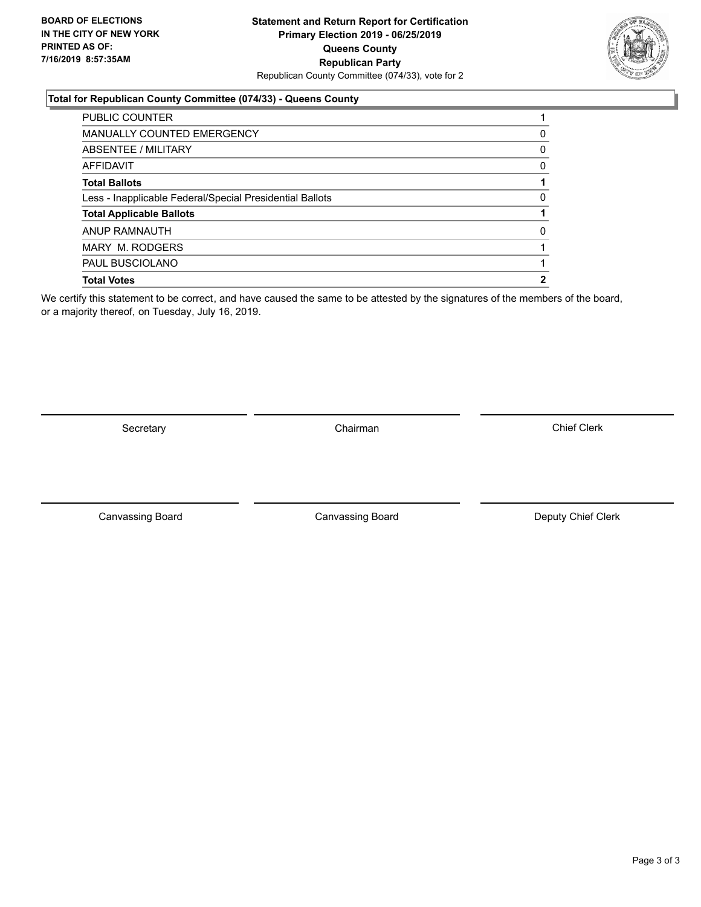**BOARD OF ELECTIONS IN THE CITY OF NEW YORK PRINTED AS OF: 7/16/2019 8:57:35AM**

**Statement and Return Report for Certification**
**Primary Election 2019 - 06/25/2019**
**Queens County**
**Republican Party**
Republican County Committee (074/33), vote for 2

### Total for Republican County Committee (074/33) - Queens County

| | |
|---|---|
| PUBLIC COUNTER | 1 |
| MANUALLY COUNTED EMERGENCY | 0 |
| ABSENTEE / MILITARY | 0 |
| AFFIDAVIT | 0 |
| **Total Ballots** | **1** |
| Less - Inapplicable Federal/Special Presidential Ballots | 0 |
| **Total Applicable Ballots** | **1** |
| ANUP RAMNAUTH | 0 |
| MARY M. RODGERS | 1 |
| PAUL BUSCIOLANO | 1 |
| **Total Votes** | **2** |

We certify this statement to be correct, and have caused the same to be attested by the signatures of the members of the board, or a majority thereof, on Tuesday, July 16, 2019.

Secretary

Chairman

Chief Clerk

Canvassing Board

Canvassing Board

Deputy Chief Clerk